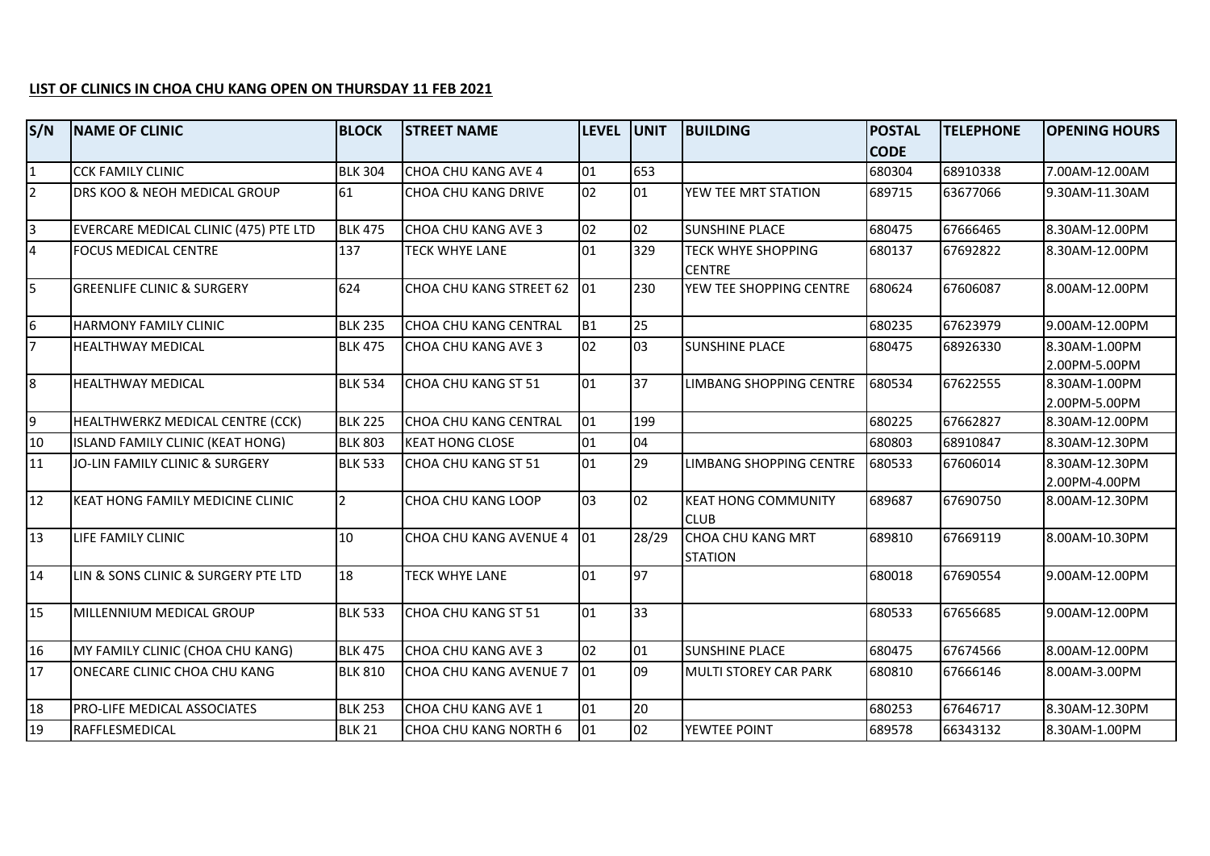**LIST OF CLINICS IN CHOA CHU KANG OPEN ON THURSDAY 11 FEB 2021**

| S/N | NAME OF CLINIC | BLOCK | STREET NAME | LEVEL | UNIT | BUILDING | POSTAL CODE | TELEPHONE | OPENING HOURS |
|---|---|---|---|---|---|---|---|---|---|
| 1 | CCK FAMILY CLINIC | BLK 304 | CHOA CHU KANG AVE 4 | 01 | 653 | | 680304 | 68910338 | 7.00AM-12.00AM |
| 2 | DRS KOO & NEOH MEDICAL GROUP | 61 | CHOA CHU KANG DRIVE | 02 | 01 | YEW TEE MRT STATION | 689715 | 63677066 | 9.30AM-11.30AM |
| 3 | EVERCARE MEDICAL CLINIC (475) PTE LTD | BLK 475 | CHOA CHU KANG AVE 3 | 02 | 02 | SUNSHINE PLACE | 680475 | 67666465 | 8.30AM-12.00PM |
| 4 | FOCUS MEDICAL CENTRE | 137 | TECK WHYE LANE | 01 | 329 | TECK WHYE SHOPPING CENTRE | 680137 | 67692822 | 8.30AM-12.00PM |
| 5 | GREENLIFE CLINIC & SURGERY | 624 | CHOA CHU KANG STREET 62 | 01 | 230 | YEW TEE SHOPPING CENTRE | 680624 | 67606087 | 8.00AM-12.00PM |
| 6 | HARMONY FAMILY CLINIC | BLK 235 | CHOA CHU KANG CENTRAL | B1 | 25 | | 680235 | 67623979 | 9.00AM-12.00PM |
| 7 | HEALTHWAY MEDICAL | BLK 475 | CHOA CHU KANG AVE 3 | 02 | 03 | SUNSHINE PLACE | 680475 | 68926330 | 8.30AM-1.00PM 2.00PM-5.00PM |
| 8 | HEALTHWAY MEDICAL | BLK 534 | CHOA CHU KANG ST 51 | 01 | 37 | LIMBANG SHOPPING CENTRE | 680534 | 67622555 | 8.30AM-1.00PM 2.00PM-5.00PM |
| 9 | HEALTHWERKZ MEDICAL CENTRE (CCK) | BLK 225 | CHOA CHU KANG CENTRAL | 01 | 199 | | 680225 | 67662827 | 8.30AM-12.00PM |
| 10 | ISLAND FAMILY CLINIC (KEAT HONG) | BLK 803 | KEAT HONG CLOSE | 01 | 04 | | 680803 | 68910847 | 8.30AM-12.30PM |
| 11 | JO-LIN FAMILY CLINIC & SURGERY | BLK 533 | CHOA CHU KANG ST 51 | 01 | 29 | LIMBANG SHOPPING CENTRE | 680533 | 67606014 | 8.30AM-12.30PM 2.00PM-4.00PM |
| 12 | KEAT HONG FAMILY MEDICINE CLINIC | 2 | CHOA CHU KANG LOOP | 03 | 02 | KEAT HONG COMMUNITY CLUB | 689687 | 67690750 | 8.00AM-12.30PM |
| 13 | LIFE FAMILY CLINIC | 10 | CHOA CHU KANG AVENUE 4 | 01 | 28/29 | CHOA CHU KANG MRT STATION | 689810 | 67669119 | 8.00AM-10.30PM |
| 14 | LIN & SONS CLINIC & SURGERY PTE LTD | 18 | TECK WHYE LANE | 01 | 97 | | 680018 | 67690554 | 9.00AM-12.00PM |
| 15 | MILLENNIUM MEDICAL GROUP | BLK 533 | CHOA CHU KANG ST 51 | 01 | 33 | | 680533 | 67656685 | 9.00AM-12.00PM |
| 16 | MY FAMILY CLINIC (CHOA CHU KANG) | BLK 475 | CHOA CHU KANG AVE 3 | 02 | 01 | SUNSHINE PLACE | 680475 | 67674566 | 8.00AM-12.00PM |
| 17 | ONECARE CLINIC CHOA CHU KANG | BLK 810 | CHOA CHU KANG AVENUE 7 | 01 | 09 | MULTI STOREY CAR PARK | 680810 | 67666146 | 8.00AM-3.00PM |
| 18 | PRO-LIFE MEDICAL ASSOCIATES | BLK 253 | CHOA CHU KANG AVE 1 | 01 | 20 | | 680253 | 67646717 | 8.30AM-12.30PM |
| 19 | RAFFLESMEDICAL | BLK 21 | CHOA CHU KANG NORTH 6 | 01 | 02 | YEWTEE POINT | 689578 | 66343132 | 8.30AM-1.00PM |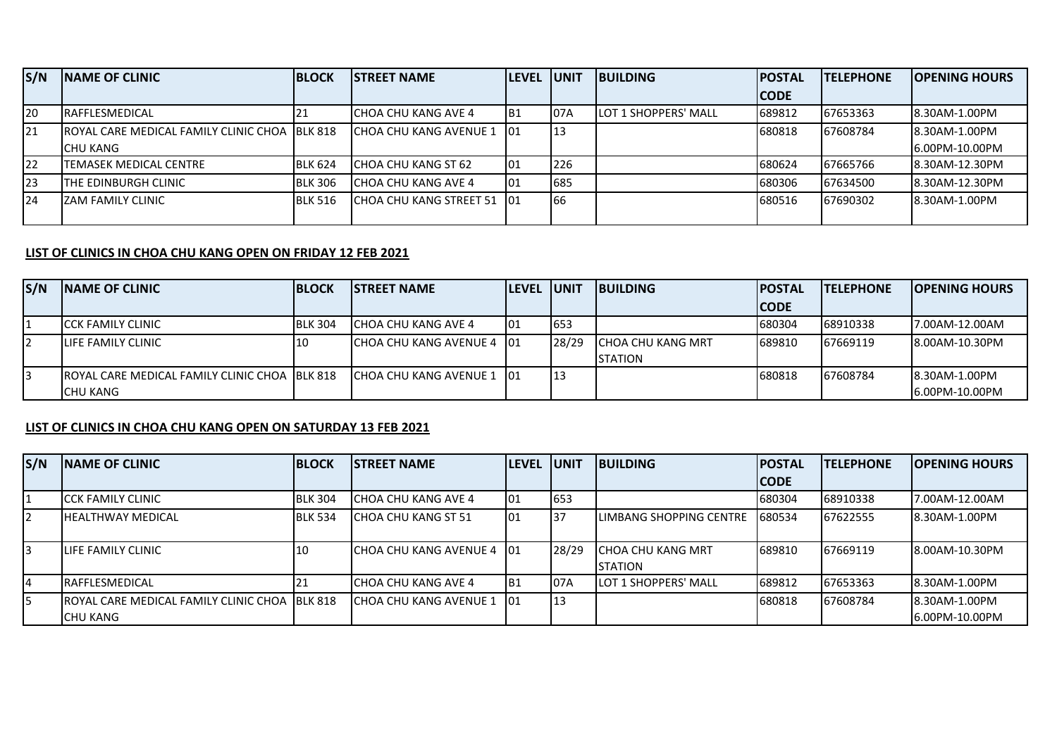| S/N | NAME OF CLINIC | BLOCK | STREET NAME | LEVEL | UNIT | BUILDING | POSTAL CODE | TELEPHONE | OPENING HOURS |
|---|---|---|---|---|---|---|---|---|---|
| 20 | RAFFLESMEDICAL | 21 | CHOA CHU KANG AVE 4 | B1 | 07A | LOT 1 SHOPPERS' MALL | 689812 | 67653363 | 8.30AM-1.00PM |
| 21 | ROYAL CARE MEDICAL FAMILY CLINIC CHOA CHU KANG | BLK 818 | CHOA CHU KANG AVENUE 1 | 01 | 13 | | 680818 | 67608784 | 8.30AM-1.00PM 6.00PM-10.00PM |
| 22 | TEMASEK MEDICAL CENTRE | BLK 624 | CHOA CHU KANG ST 62 | 01 | 226 | | 680624 | 67665766 | 8.30AM-12.30PM |
| 23 | THE EDINBURGH CLINIC | BLK 306 | CHOA CHU KANG AVE 4 | 01 | 685 | | 680306 | 67634500 | 8.30AM-12.30PM |
| 24 | ZAM FAMILY CLINIC | BLK 516 | CHOA CHU KANG STREET 51 | 01 | 66 | | 680516 | 67690302 | 8.30AM-1.00PM |

**LIST OF CLINICS IN CHOA CHU KANG OPEN ON FRIDAY 12 FEB 2021**

| S/N | NAME OF CLINIC | BLOCK | STREET NAME | LEVEL | UNIT | BUILDING | POSTAL CODE | TELEPHONE | OPENING HOURS |
|---|---|---|---|---|---|---|---|---|---|
| 1 | CCK FAMILY CLINIC | BLK 304 | CHOA CHU KANG AVE 4 | 01 | 653 | | 680304 | 68910338 | 7.00AM-12.00AM |
| 2 | LIFE FAMILY CLINIC | 10 | CHOA CHU KANG AVENUE 4 | 01 | 28/29 | CHOA CHU KANG MRT STATION | 689810 | 67669119 | 8.00AM-10.30PM |
| 3 | ROYAL CARE MEDICAL FAMILY CLINIC CHOA CHU KANG | BLK 818 | CHOA CHU KANG AVENUE 1 | 01 | 13 | | 680818 | 67608784 | 8.30AM-1.00PM 6.00PM-10.00PM |

**LIST OF CLINICS IN CHOA CHU KANG OPEN ON SATURDAY 13 FEB 2021**

| S/N | NAME OF CLINIC | BLOCK | STREET NAME | LEVEL | UNIT | BUILDING | POSTAL CODE | TELEPHONE | OPENING HOURS |
|---|---|---|---|---|---|---|---|---|---|
| 1 | CCK FAMILY CLINIC | BLK 304 | CHOA CHU KANG AVE 4 | 01 | 653 | | 680304 | 68910338 | 7.00AM-12.00AM |
| 2 | HEALTHWAY MEDICAL | BLK 534 | CHOA CHU KANG ST 51 | 01 | 37 | LIMBANG SHOPPING CENTRE | 680534 | 67622555 | 8.30AM-1.00PM |
| 3 | LIFE FAMILY CLINIC | 10 | CHOA CHU KANG AVENUE 4 | 01 | 28/29 | CHOA CHU KANG MRT STATION | 689810 | 67669119 | 8.00AM-10.30PM |
| 4 | RAFFLESMEDICAL | 21 | CHOA CHU KANG AVE 4 | B1 | 07A | LOT 1 SHOPPERS' MALL | 689812 | 67653363 | 8.30AM-1.00PM |
| 5 | ROYAL CARE MEDICAL FAMILY CLINIC CHOA CHU KANG | BLK 818 | CHOA CHU KANG AVENUE 1 | 01 | 13 | | 680818 | 67608784 | 8.30AM-1.00PM 6.00PM-10.00PM |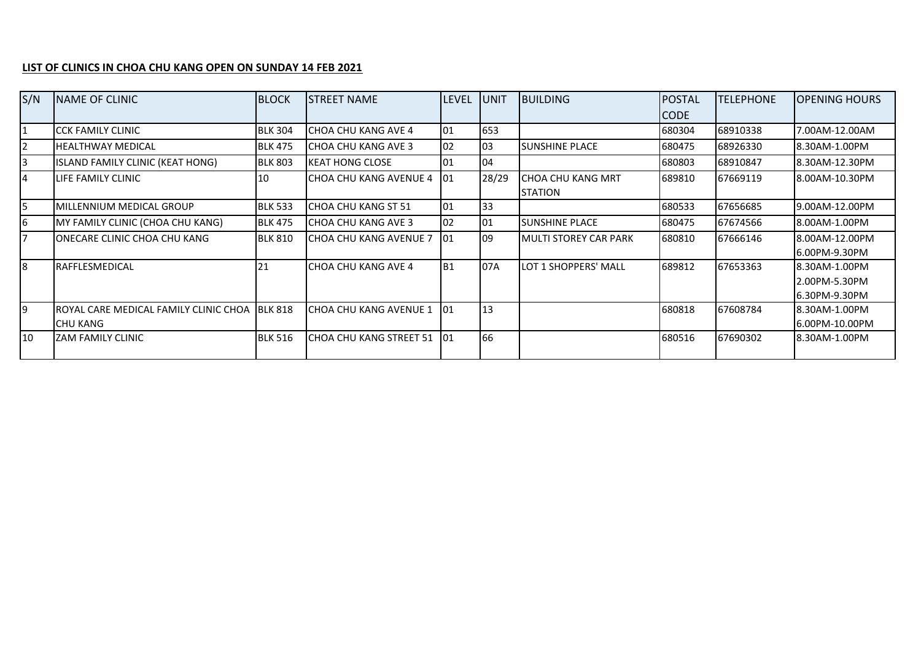**LIST OF CLINICS IN CHOA CHU KANG OPEN ON SUNDAY 14 FEB 2021**

| S/N | NAME OF CLINIC | BLOCK | STREET NAME | LEVEL | UNIT | BUILDING | POSTAL CODE | TELEPHONE | OPENING HOURS |
|---|---|---|---|---|---|---|---|---|---|
| 1 | CCK FAMILY CLINIC | BLK 304 | CHOA CHU KANG AVE 4 | 01 | 653 | | 680304 | 68910338 | 7.00AM-12.00AM |
| 2 | HEALTHWAY MEDICAL | BLK 475 | CHOA CHU KANG AVE 3 | 02 | 03 | SUNSHINE PLACE | 680475 | 68926330 | 8.30AM-1.00PM |
| 3 | ISLAND FAMILY CLINIC (KEAT HONG) | BLK 803 | KEAT HONG CLOSE | 01 | 04 | | 680803 | 68910847 | 8.30AM-12.30PM |
| 4 | LIFE FAMILY CLINIC | 10 | CHOA CHU KANG AVENUE 4 | 01 | 28/29 | CHOA CHU KANG MRT STATION | 689810 | 67669119 | 8.00AM-10.30PM |
| 5 | MILLENNIUM MEDICAL GROUP | BLK 533 | CHOA CHU KANG ST 51 | 01 | 33 | | 680533 | 67656685 | 9.00AM-12.00PM |
| 6 | MY FAMILY CLINIC (CHOA CHU KANG) | BLK 475 | CHOA CHU KANG AVE 3 | 02 | 01 | SUNSHINE PLACE | 680475 | 67674566 | 8.00AM-1.00PM |
| 7 | ONECARE CLINIC CHOA CHU KANG | BLK 810 | CHOA CHU KANG AVENUE 7 | 01 | 09 | MULTI STOREY CAR PARK | 680810 | 67666146 | 8.00AM-12.00PM 6.00PM-9.30PM |
| 8 | RAFFLESMEDICAL | 21 | CHOA CHU KANG AVE 4 | B1 | 07A | LOT 1 SHOPPERS' MALL | 689812 | 67653363 | 8.30AM-1.00PM 2.00PM-5.30PM 6.30PM-9.30PM |
| 9 | ROYAL CARE MEDICAL FAMILY CLINIC CHOA CHU KANG | BLK 818 | CHOA CHU KANG AVENUE 1 | 01 | 13 | | 680818 | 67608784 | 8.30AM-1.00PM 6.00PM-10.00PM |
| 10 | ZAM FAMILY CLINIC | BLK 516 | CHOA CHU KANG STREET 51 | 01 | 66 | | 680516 | 67690302 | 8.30AM-1.00PM |